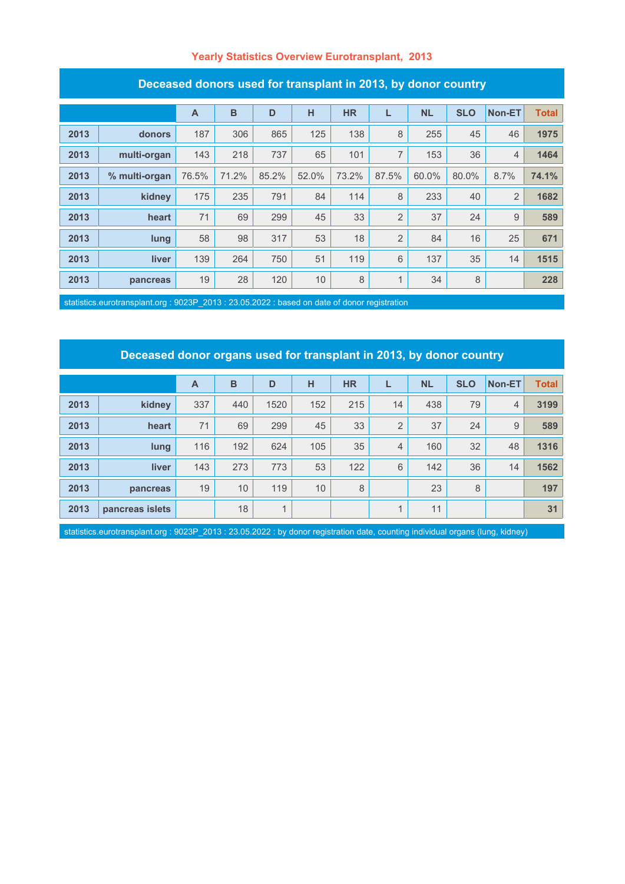# Yearly Statistics Overview Eurotransplant, 2013

## Deceased donors used for transplant in 2013, by donor country

| | | A | B | D | H | HR | L | NL | SLO | Non-ET | Total |
|---|---|---|---|---|---|---|---|---|---|---|---|
| 2013 | donors | 187 | 306 | 865 | 125 | 138 | 8 | 255 | 45 | 46 | 1975 |
| 2013 | multi-organ | 143 | 218 | 737 | 65 | 101 | 7 | 153 | 36 | 4 | 1464 |
| 2013 | % multi-organ | 76.5% | 71.2% | 85.2% | 52.0% | 73.2% | 87.5% | 60.0% | 80.0% | 8.7% | 74.1% |
| 2013 | kidney | 175 | 235 | 791 | 84 | 114 | 8 | 233 | 40 | 2 | 1682 |
| 2013 | heart | 71 | 69 | 299 | 45 | 33 | 2 | 37 | 24 | 9 | 589 |
| 2013 | lung | 58 | 98 | 317 | 53 | 18 | 2 | 84 | 16 | 25 | 671 |
| 2013 | liver | 139 | 264 | 750 | 51 | 119 | 6 | 137 | 35 | 14 | 1515 |
| 2013 | pancreas | 19 | 28 | 120 | 10 | 8 | 1 | 34 | 8 | | 228 |

statistics.eurotransplant.org : 9023P_2013 : 23.05.2022 : based on date of donor registration

## Deceased donor organs used for transplant in 2013, by donor country

| | | A | B | D | H | HR | L | NL | SLO | Non-ET | Total |
|---|---|---|---|---|---|---|---|---|---|---|---|
| 2013 | kidney | 337 | 440 | 1520 | 152 | 215 | 14 | 438 | 79 | 4 | 3199 |
| 2013 | heart | 71 | 69 | 299 | 45 | 33 | 2 | 37 | 24 | 9 | 589 |
| 2013 | lung | 116 | 192 | 624 | 105 | 35 | 4 | 160 | 32 | 48 | 1316 |
| 2013 | liver | 143 | 273 | 773 | 53 | 122 | 6 | 142 | 36 | 14 | 1562 |
| 2013 | pancreas | 19 | 10 | 119 | 10 | 8 | | 23 | 8 | | 197 |
| 2013 | pancreas islets | | 18 | 1 | | | 1 | 11 | | | 31 |

statistics.eurotransplant.org : 9023P_2013 : 23.05.2022 : by donor registration date, counting individual organs (lung, kidney)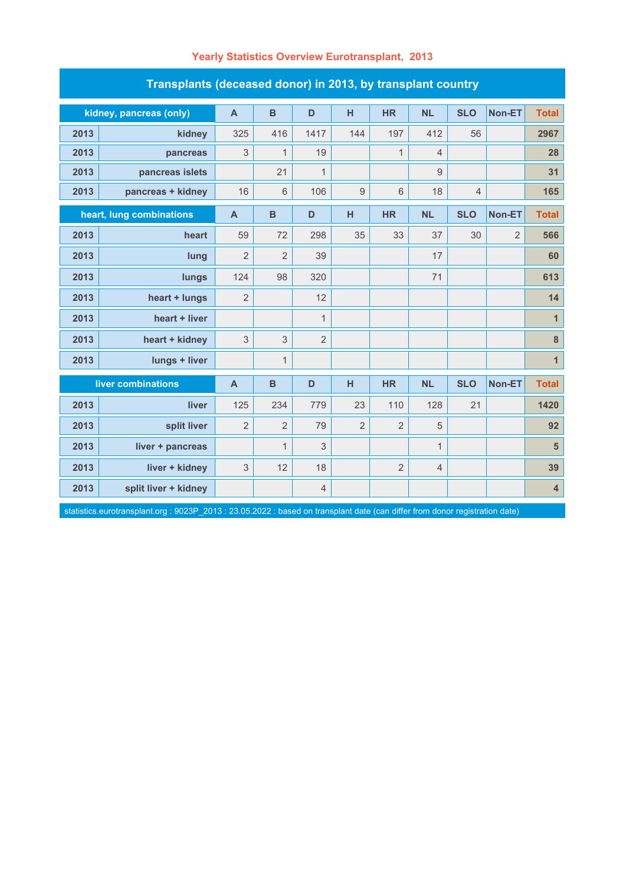## Yearly Statistics Overview Eurotransplant, 2013

### Transplants (deceased donor) in 2013, by transplant country

| kidney, pancreas (only) | | A | B | D | H | HR | NL | SLO | Non-ET | Total |
|---|---|---|---|---|---|---|---|---|---|---|
| 2013 | kidney | 325 | 416 | 1417 | 144 | 197 | 412 | 56 | | 2967 |
| 2013 | pancreas | 3 | 1 | 19 | | 1 | 4 | | | 28 |
| 2013 | pancreas islets | | 21 | 1 | | | 9 | | | 31 |
| 2013 | pancreas + kidney | 16 | 6 | 106 | 9 | 6 | 18 | 4 | | 165 |
| **heart, lung combinations** | | **A** | **B** | **D** | **H** | **HR** | **NL** | **SLO** | **Non-ET** | **Total** |
| 2013 | heart | 59 | 72 | 298 | 35 | 33 | 37 | 30 | 2 | 566 |
| 2013 | lung | 2 | 2 | 39 | | | 17 | | | 60 |
| 2013 | lungs | 124 | 98 | 320 | | | 71 | | | 613 |
| 2013 | heart + lungs | 2 | | 12 | | | | | | 14 |
| 2013 | heart + liver | | | 1 | | | | | | 1 |
| 2013 | heart + kidney | 3 | 3 | 2 | | | | | | 8 |
| 2013 | lungs + liver | | 1 | | | | | | | 1 |
| **liver combinations** | | **A** | **B** | **D** | **H** | **HR** | **NL** | **SLO** | **Non-ET** | **Total** |
| 2013 | liver | 125 | 234 | 779 | 23 | 110 | 128 | 21 | | 1420 |
| 2013 | split liver | 2 | 2 | 79 | 2 | 2 | 5 | | | 92 |
| 2013 | liver + pancreas | | 1 | 3 | | | 1 | | | 5 |
| 2013 | liver + kidney | 3 | 12 | 18 | | 2 | 4 | | | 39 |
| 2013 | split liver + kidney | | | 4 | | | | | | 4 |

statistics.eurotransplant.org : 9023P_2013 : 23.05.2022 : based on transplant date (can differ from donor registration date)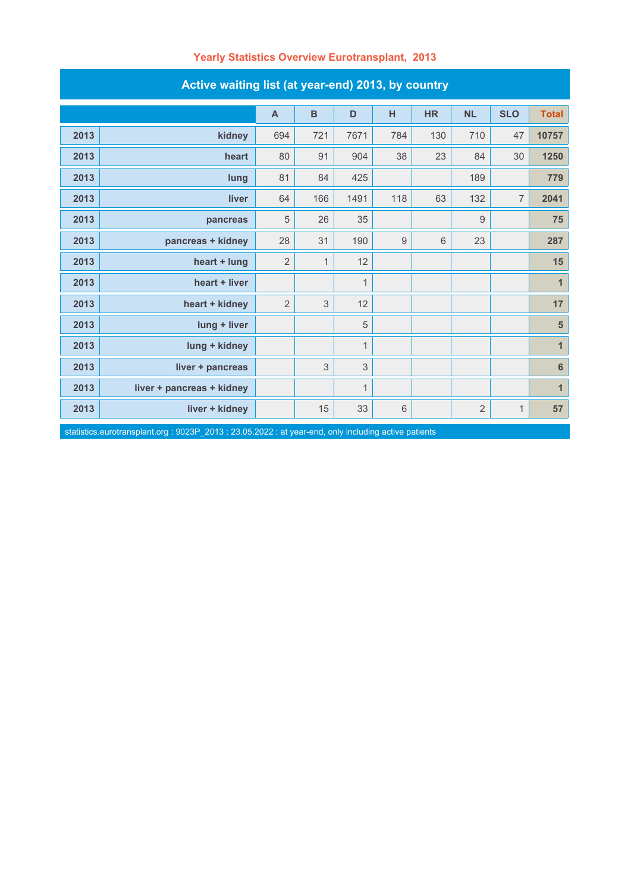# Yearly Statistics Overview Eurotransplant, 2013

## Active waiting list (at year-end) 2013, by country

| | | A | B | D | H | HR | NL | SLO | Total |
|---|---|---|---|---|---|---|---|---|---|
| 2013 | kidney | 694 | 721 | 7671 | 784 | 130 | 710 | 47 | 10757 |
| 2013 | heart | 80 | 91 | 904 | 38 | 23 | 84 | 30 | 1250 |
| 2013 | lung | 81 | 84 | 425 | | | 189 | | 779 |
| 2013 | liver | 64 | 166 | 1491 | 118 | 63 | 132 | 7 | 2041 |
| 2013 | pancreas | 5 | 26 | 35 | | | 9 | | 75 |
| 2013 | pancreas + kidney | 28 | 31 | 190 | 9 | 6 | 23 | | 287 |
| 2013 | heart + lung | 2 | 1 | 12 | | | | | 15 |
| 2013 | heart + liver | | | 1 | | | | | 1 |
| 2013 | heart + kidney | 2 | 3 | 12 | | | | | 17 |
| 2013 | lung + liver | | | 5 | | | | | 5 |
| 2013 | lung + kidney | | | 1 | | | | | 1 |
| 2013 | liver + pancreas | | 3 | 3 | | | | | 6 |
| 2013 | liver + pancreas + kidney | | | 1 | | | | | 1 |
| 2013 | liver + kidney | | 15 | 33 | 6 | | 2 | 1 | 57 |

statistics.eurotransplant.org : 9023P_2013 : 23.05.2022 : at year-end, only including active patients